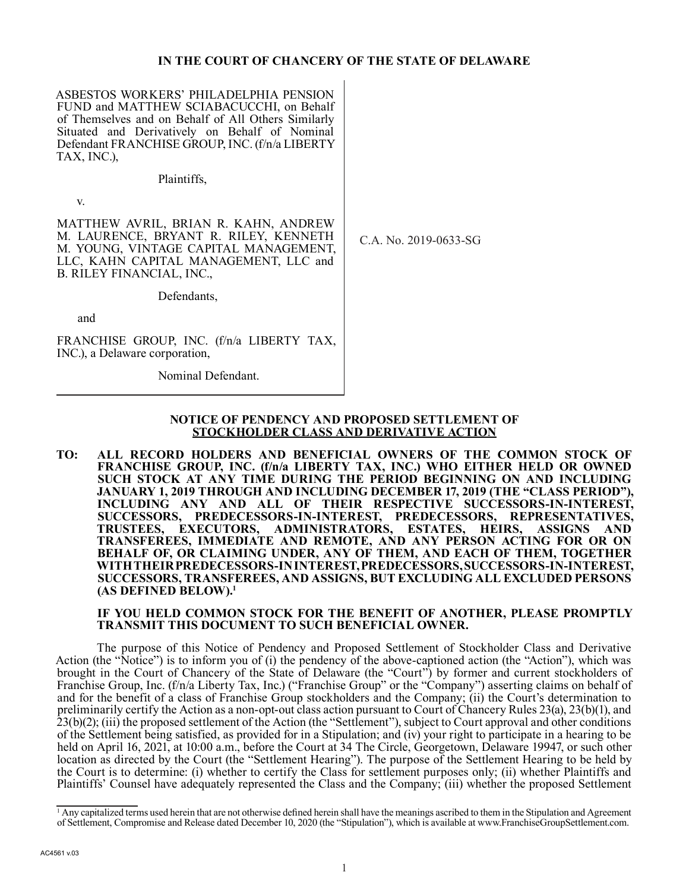**IN THE COURT OF CHANCERY OF THE STATE OF DELAWARE**

| | |
|---|---|
| ASBESTOS WORKERS' PHILADELPHIA PENSION FUND and MATTHEW SCIABACUCCHI, on Behalf of Themselves and on Behalf of All Others Similarly Situated and Derivatively on Behalf of Nominal Defendant FRANCHISE GROUP, INC. (f/n/a LIBERTY TAX, INC.),<br><br>Plaintiffs,<br><br>v.<br><br>MATTHEW AVRIL, BRIAN R. KAHN, ANDREW M. LAURENCE, BRYANT R. RILEY, KENNETH M. YOUNG, VINTAGE CAPITAL MANAGEMENT, LLC, KAHN CAPITAL MANAGEMENT, LLC and B. RILEY FINANCIAL, INC.,<br><br>Defendants,<br><br>and<br><br>FRANCHISE GROUP, INC. (f/n/a LIBERTY TAX, INC.), a Delaware corporation,<br><br>Nominal Defendant. | C.A. No. 2019-0633-SG |

**NOTICE OF PENDENCY AND PROPOSED SETTLEMENT OF STOCKHOLDER CLASS AND DERIVATIVE ACTION**

**TO: ALL RECORD HOLDERS AND BENEFICIAL OWNERS OF THE COMMON STOCK OF FRANCHISE GROUP, INC. (f/n/a LIBERTY TAX, INC.) WHO EITHER HELD OR OWNED SUCH STOCK AT ANY TIME DURING THE PERIOD BEGINNING ON AND INCLUDING JANUARY 1, 2019 THROUGH AND INCLUDING DECEMBER 17, 2019 (THE "CLASS PERIOD"), INCLUDING ANY AND ALL OF THEIR RESPECTIVE SUCCESSORS-IN-INTEREST, SUCCESSORS, PREDECESSORS-IN-INTEREST, PREDECESSORS, REPRESENTATIVES, TRUSTEES, EXECUTORS, ADMINISTRATORS, ESTATES, HEIRS, ASSIGNS AND TRANSFEREES, IMMEDIATE AND REMOTE, AND ANY PERSON ACTING FOR OR ON BEHALF OF, OR CLAIMING UNDER, ANY OF THEM, AND EACH OF THEM, TOGETHER WITH THEIR PREDECESSORS-IN INTEREST, PREDECESSORS, SUCCESSORS-IN-INTEREST, SUCCESSORS, TRANSFEREES, AND ASSIGNS, BUT EXCLUDING ALL EXCLUDED PERSONS (AS DEFINED BELOW).[1]**

**IF YOU HELD COMMON STOCK FOR THE BENEFIT OF ANOTHER, PLEASE PROMPTLY TRANSMIT THIS DOCUMENT TO SUCH BENEFICIAL OWNER.**

The purpose of this Notice of Pendency and Proposed Settlement of Stockholder Class and Derivative Action (the "Notice") is to inform you of (i) the pendency of the above-captioned action (the "Action"), which was brought in the Court of Chancery of the State of Delaware (the "Court") by former and current stockholders of Franchise Group, Inc. (f/n/a Liberty Tax, Inc.) ("Franchise Group" or the "Company") asserting claims on behalf of and for the benefit of a class of Franchise Group stockholders and the Company; (ii) the Court's determination to preliminarily certify the Action as a non-opt-out class action pursuant to Court of Chancery Rules 23(a), 23(b)(1), and 23(b)(2); (iii) the proposed settlement of the Action (the "Settlement"), subject to Court approval and other conditions of the Settlement being satisfied, as provided for in a Stipulation; and (iv) your right to participate in a hearing to be held on April 16, 2021, at 10:00 a.m., before the Court at 34 The Circle, Georgetown, Delaware 19947, or such other location as directed by the Court (the "Settlement Hearing"). The purpose of the Settlement Hearing to be held by the Court is to determine: (i) whether to certify the Class for settlement purposes only; (ii) whether Plaintiffs and Plaintiffs' Counsel have adequately represented the Class and the Company; (iii) whether the proposed Settlement

[1] Any capitalized terms used herein that are not otherwise defined herein shall have the meanings ascribed to them in the Stipulation and Agreement of Settlement, Compromise and Release dated December 10, 2020 (the "Stipulation"), which is available at www.FranchiseGroupSettlement.com.

AC4561 v.03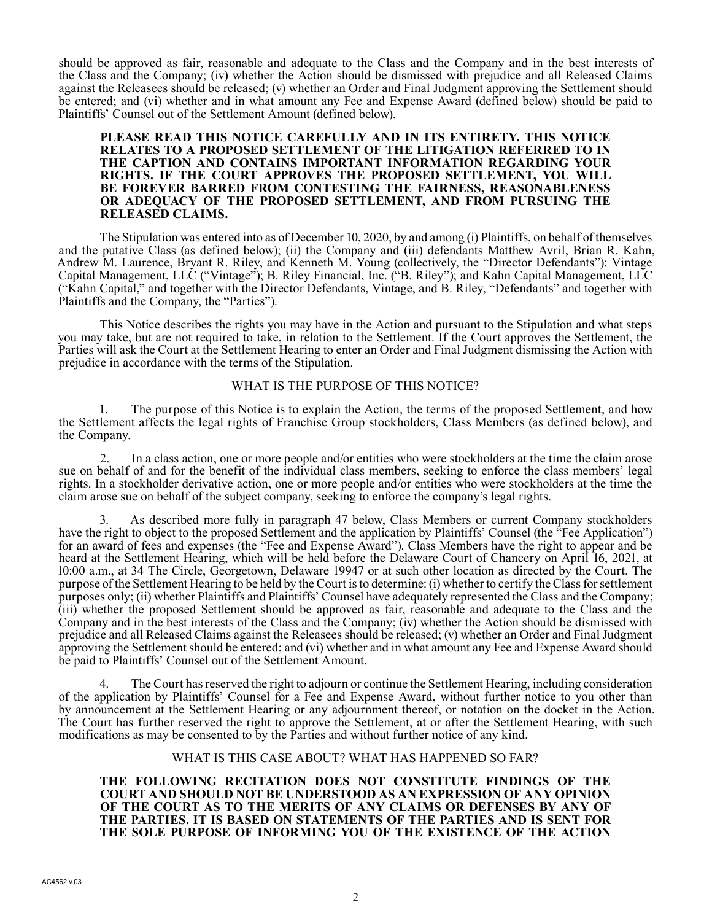should be approved as fair, reasonable and adequate to the Class and the Company and in the best interests of the Class and the Company; (iv) whether the Action should be dismissed with prejudice and all Released Claims against the Releasees should be released; (v) whether an Order and Final Judgment approving the Settlement should be entered; and (vi) whether and in what amount any Fee and Expense Award (defined below) should be paid to Plaintiffs' Counsel out of the Settlement Amount (defined below).

**PLEASE READ THIS NOTICE CAREFULLY AND IN ITS ENTIRETY. THIS NOTICE RELATES TO A PROPOSED SETTLEMENT OF THE LITIGATION REFERRED TO IN THE CAPTION AND CONTAINS IMPORTANT INFORMATION REGARDING YOUR RIGHTS. IF THE COURT APPROVES THE PROPOSED SETTLEMENT, YOU WILL BE FOREVER BARRED FROM CONTESTING THE FAIRNESS, REASONABLENESS OR ADEQUACY OF THE PROPOSED SETTLEMENT, AND FROM PURSUING THE RELEASED CLAIMS.**

The Stipulation was entered into as of December 10, 2020, by and among (i) Plaintiffs, on behalf of themselves and the putative Class (as defined below); (ii) the Company and (iii) defendants Matthew Avril, Brian R. Kahn, Andrew M. Laurence, Bryant R. Riley, and Kenneth M. Young (collectively, the "Director Defendants"); Vintage Capital Management, LLC ("Vintage"); B. Riley Financial, Inc. ("B. Riley"); and Kahn Capital Management, LLC ("Kahn Capital," and together with the Director Defendants, Vintage, and B. Riley, "Defendants" and together with Plaintiffs and the Company, the "Parties").

This Notice describes the rights you may have in the Action and pursuant to the Stipulation and what steps you may take, but are not required to take, in relation to the Settlement. If the Court approves the Settlement, the Parties will ask the Court at the Settlement Hearing to enter an Order and Final Judgment dismissing the Action with prejudice in accordance with the terms of the Stipulation.

## WHAT IS THE PURPOSE OF THIS NOTICE?

1. The purpose of this Notice is to explain the Action, the terms of the proposed Settlement, and how the Settlement affects the legal rights of Franchise Group stockholders, Class Members (as defined below), and the Company.

2. In a class action, one or more people and/or entities who were stockholders at the time the claim arose sue on behalf of and for the benefit of the individual class members, seeking to enforce the class members' legal rights. In a stockholder derivative action, one or more people and/or entities who were stockholders at the time the claim arose sue on behalf of the subject company, seeking to enforce the company's legal rights.

3. As described more fully in paragraph 47 below, Class Members or current Company stockholders have the right to object to the proposed Settlement and the application by Plaintiffs' Counsel (the "Fee Application") for an award of fees and expenses (the "Fee and Expense Award"). Class Members have the right to appear and be heard at the Settlement Hearing, which will be held before the Delaware Court of Chancery on April 16, 2021, at 10:00 a.m., at 34 The Circle, Georgetown, Delaware 19947 or at such other location as directed by the Court. The purpose of the Settlement Hearing to be held by the Court is to determine: (i) whether to certify the Class for settlement purposes only; (ii) whether Plaintiffs and Plaintiffs' Counsel have adequately represented the Class and the Company; (iii) whether the proposed Settlement should be approved as fair, reasonable and adequate to the Class and the Company and in the best interests of the Class and the Company; (iv) whether the Action should be dismissed with prejudice and all Released Claims against the Releasees should be released; (v) whether an Order and Final Judgment approving the Settlement should be entered; and (vi) whether and in what amount any Fee and Expense Award should be paid to Plaintiffs' Counsel out of the Settlement Amount.

4. The Court has reserved the right to adjourn or continue the Settlement Hearing, including consideration of the application by Plaintiffs' Counsel for a Fee and Expense Award, without further notice to you other than by announcement at the Settlement Hearing or any adjournment thereof, or notation on the docket in the Action. The Court has further reserved the right to approve the Settlement, at or after the Settlement Hearing, with such modifications as may be consented to by the Parties and without further notice of any kind.

## WHAT IS THIS CASE ABOUT? WHAT HAS HAPPENED SO FAR?

**THE FOLLOWING RECITATION DOES NOT CONSTITUTE FINDINGS OF THE COURT AND SHOULD NOT BE UNDERSTOOD AS AN EXPRESSION OF ANY OPINION OF THE COURT AS TO THE MERITS OF ANY CLAIMS OR DEFENSES BY ANY OF THE PARTIES. IT IS BASED ON STATEMENTS OF THE PARTIES AND IS SENT FOR THE SOLE PURPOSE OF INFORMING YOU OF THE EXISTENCE OF THE ACTION**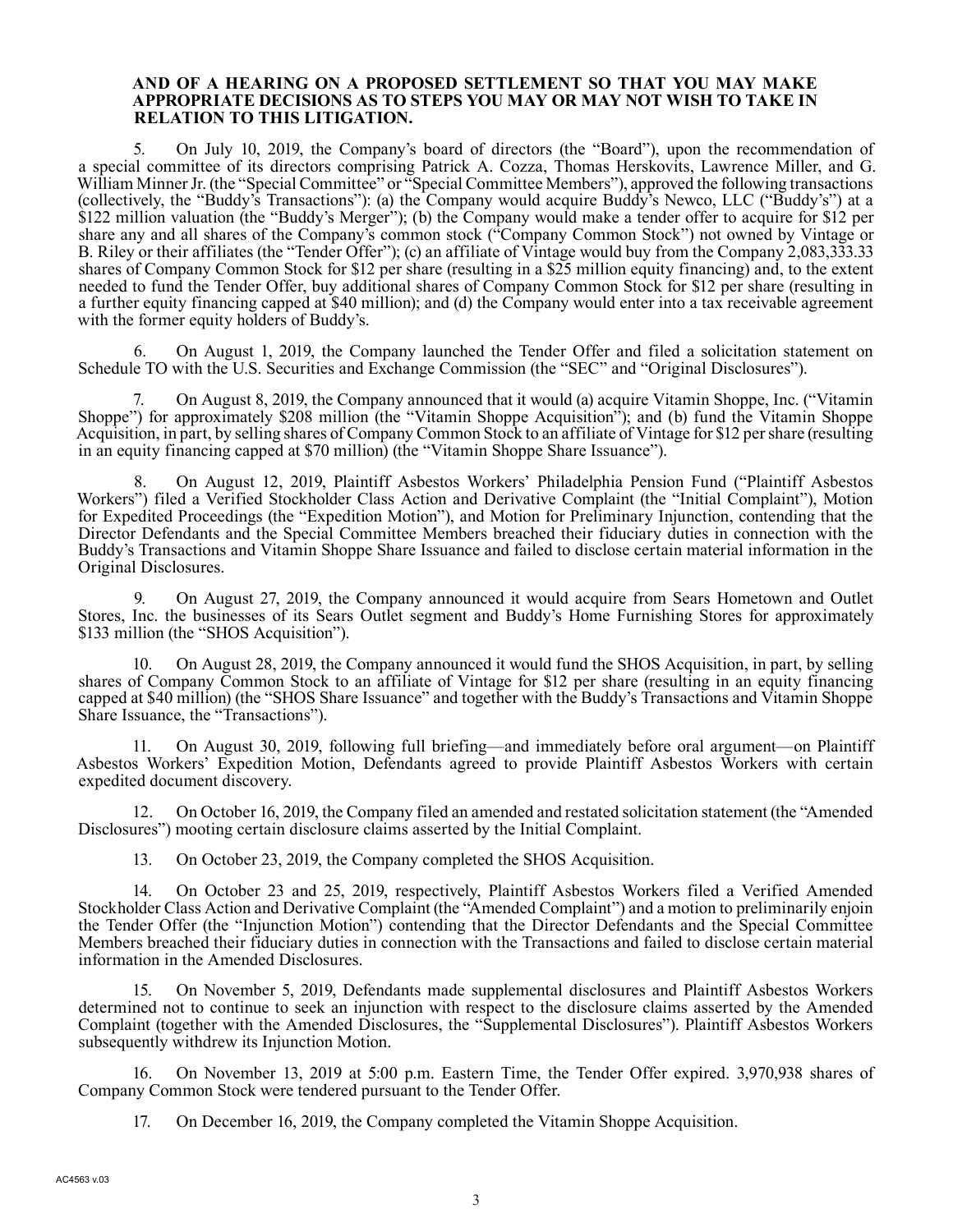**AND OF A HEARING ON A PROPOSED SETTLEMENT SO THAT YOU MAY MAKE APPROPRIATE DECISIONS AS TO STEPS YOU MAY OR MAY NOT WISH TO TAKE IN RELATION TO THIS LITIGATION.**

5. On July 10, 2019, the Company's board of directors (the "Board"), upon the recommendation of a special committee of its directors comprising Patrick A. Cozza, Thomas Herskovits, Lawrence Miller, and G. William Minner Jr. (the "Special Committee" or "Special Committee Members"), approved the following transactions (collectively, the "Buddy's Transactions"): (a) the Company would acquire Buddy's Newco, LLC ("Buddy's") at a \$122 million valuation (the "Buddy's Merger"); (b) the Company would make a tender offer to acquire for \$12 per share any and all shares of the Company's common stock ("Company Common Stock") not owned by Vintage or B. Riley or their affiliates (the "Tender Offer"); (c) an affiliate of Vintage would buy from the Company 2,083,333.33 shares of Company Common Stock for \$12 per share (resulting in a \$25 million equity financing) and, to the extent needed to fund the Tender Offer, buy additional shares of Company Common Stock for \$12 per share (resulting in a further equity financing capped at \$40 million); and (d) the Company would enter into a tax receivable agreement with the former equity holders of Buddy's.

6. On August 1, 2019, the Company launched the Tender Offer and filed a solicitation statement on Schedule TO with the U.S. Securities and Exchange Commission (the "SEC" and "Original Disclosures").

7. On August 8, 2019, the Company announced that it would (a) acquire Vitamin Shoppe, Inc. ("Vitamin Shoppe") for approximately \$208 million (the "Vitamin Shoppe Acquisition"); and (b) fund the Vitamin Shoppe Acquisition, in part, by selling shares of Company Common Stock to an affiliate of Vintage for \$12 per share (resulting in an equity financing capped at \$70 million) (the "Vitamin Shoppe Share Issuance").

8. On August 12, 2019, Plaintiff Asbestos Workers' Philadelphia Pension Fund ("Plaintiff Asbestos Workers") filed a Verified Stockholder Class Action and Derivative Complaint (the "Initial Complaint"), Motion for Expedited Proceedings (the "Expedition Motion"), and Motion for Preliminary Injunction, contending that the Director Defendants and the Special Committee Members breached their fiduciary duties in connection with the Buddy's Transactions and Vitamin Shoppe Share Issuance and failed to disclose certain material information in the Original Disclosures.

9. On August 27, 2019, the Company announced it would acquire from Sears Hometown and Outlet Stores, Inc. the businesses of its Sears Outlet segment and Buddy's Home Furnishing Stores for approximately \$133 million (the "SHOS Acquisition").

10. On August 28, 2019, the Company announced it would fund the SHOS Acquisition, in part, by selling shares of Company Common Stock to an affiliate of Vintage for \$12 per share (resulting in an equity financing capped at \$40 million) (the "SHOS Share Issuance" and together with the Buddy's Transactions and Vitamin Shoppe Share Issuance, the "Transactions").

11. On August 30, 2019, following full briefing—and immediately before oral argument—on Plaintiff Asbestos Workers' Expedition Motion, Defendants agreed to provide Plaintiff Asbestos Workers with certain expedited document discovery.

12. On October 16, 2019, the Company filed an amended and restated solicitation statement (the "Amended Disclosures") mooting certain disclosure claims asserted by the Initial Complaint.

13. On October 23, 2019, the Company completed the SHOS Acquisition.

14. On October 23 and 25, 2019, respectively, Plaintiff Asbestos Workers filed a Verified Amended Stockholder Class Action and Derivative Complaint (the "Amended Complaint") and a motion to preliminarily enjoin the Tender Offer (the "Injunction Motion") contending that the Director Defendants and the Special Committee Members breached their fiduciary duties in connection with the Transactions and failed to disclose certain material information in the Amended Disclosures.

15. On November 5, 2019, Defendants made supplemental disclosures and Plaintiff Asbestos Workers determined not to continue to seek an injunction with respect to the disclosure claims asserted by the Amended Complaint (together with the Amended Disclosures, the "Supplemental Disclosures"). Plaintiff Asbestos Workers subsequently withdrew its Injunction Motion.

16. On November 13, 2019 at 5:00 p.m. Eastern Time, the Tender Offer expired. 3,970,938 shares of Company Common Stock were tendered pursuant to the Tender Offer.

17. On December 16, 2019, the Company completed the Vitamin Shoppe Acquisition.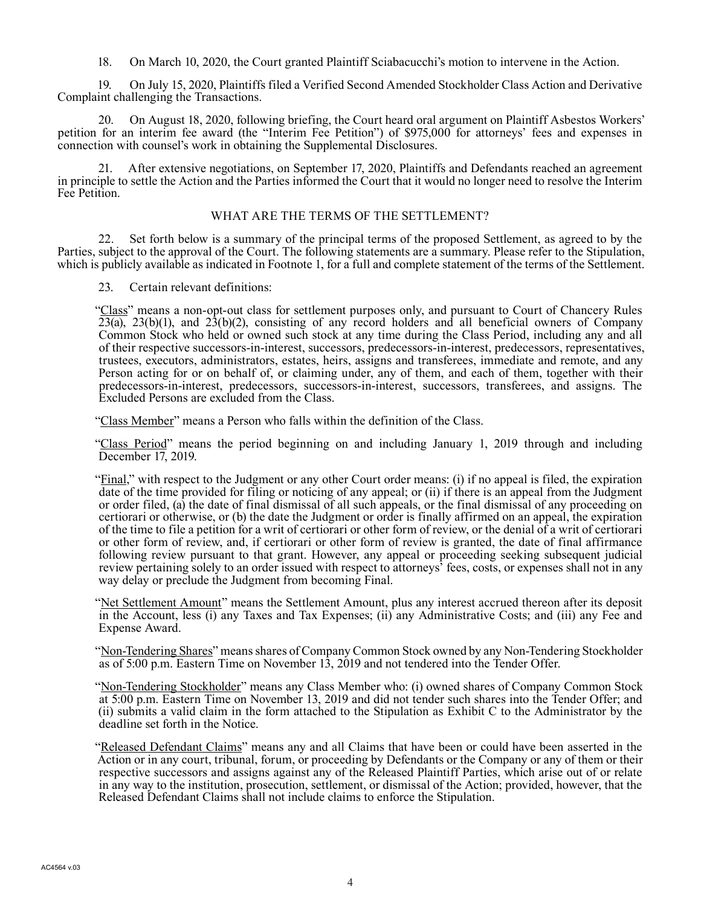18. On March 10, 2020, the Court granted Plaintiff Sciabacucchi's motion to intervene in the Action.

19. On July 15, 2020, Plaintiffs filed a Verified Second Amended Stockholder Class Action and Derivative Complaint challenging the Transactions.

20. On August 18, 2020, following briefing, the Court heard oral argument on Plaintiff Asbestos Workers' petition for an interim fee award (the "Interim Fee Petition") of $975,000 for attorneys' fees and expenses in connection with counsel's work in obtaining the Supplemental Disclosures.

21. After extensive negotiations, on September 17, 2020, Plaintiffs and Defendants reached an agreement in principle to settle the Action and the Parties informed the Court that it would no longer need to resolve the Interim Fee Petition.

## WHAT ARE THE TERMS OF THE SETTLEMENT?

22. Set forth below is a summary of the principal terms of the proposed Settlement, as agreed to by the Parties, subject to the approval of the Court. The following statements are a summary. Please refer to the Stipulation, which is publicly available as indicated in Footnote 1, for a full and complete statement of the terms of the Settlement.

23. Certain relevant definitions:

"Class" means a non-opt-out class for settlement purposes only, and pursuant to Court of Chancery Rules 23(a), 23(b)(1), and 23(b)(2), consisting of any record holders and all beneficial owners of Company Common Stock who held or owned such stock at any time during the Class Period, including any and all of their respective successors-in-interest, successors, predecessors-in-interest, predecessors, representatives, trustees, executors, administrators, estates, heirs, assigns and transferees, immediate and remote, and any Person acting for or on behalf of, or claiming under, any of them, and each of them, together with their predecessors-in-interest, predecessors, successors-in-interest, successors, transferees, and assigns. The Excluded Persons are excluded from the Class.

"Class Member" means a Person who falls within the definition of the Class.

"Class Period" means the period beginning on and including January 1, 2019 through and including December 17, 2019.

"Final," with respect to the Judgment or any other Court order means: (i) if no appeal is filed, the expiration date of the time provided for filing or noticing of any appeal; or (ii) if there is an appeal from the Judgment or order filed, (a) the date of final dismissal of all such appeals, or the final dismissal of any proceeding on certiorari or otherwise, or (b) the date the Judgment or order is finally affirmed on an appeal, the expiration of the time to file a petition for a writ of certiorari or other form of review, or the denial of a writ of certiorari or other form of review, and, if certiorari or other form of review is granted, the date of final affirmance following review pursuant to that grant. However, any appeal or proceeding seeking subsequent judicial review pertaining solely to an order issued with respect to attorneys' fees, costs, or expenses shall not in any way delay or preclude the Judgment from becoming Final.

"Net Settlement Amount" means the Settlement Amount, plus any interest accrued thereon after its deposit in the Account, less (i) any Taxes and Tax Expenses; (ii) any Administrative Costs; and (iii) any Fee and Expense Award.

"Non-Tendering Shares" means shares of Company Common Stock owned by any Non-Tendering Stockholder as of 5:00 p.m. Eastern Time on November 13, 2019 and not tendered into the Tender Offer.

"Non-Tendering Stockholder" means any Class Member who: (i) owned shares of Company Common Stock at 5:00 p.m. Eastern Time on November 13, 2019 and did not tender such shares into the Tender Offer; and (ii) submits a valid claim in the form attached to the Stipulation as Exhibit C to the Administrator by the deadline set forth in the Notice.

"Released Defendant Claims" means any and all Claims that have been or could have been asserted in the Action or in any court, tribunal, forum, or proceeding by Defendants or the Company or any of them or their respective successors and assigns against any of the Released Plaintiff Parties, which arise out of or relate in any way to the institution, prosecution, settlement, or dismissal of the Action; provided, however, that the Released Defendant Claims shall not include claims to enforce the Stipulation.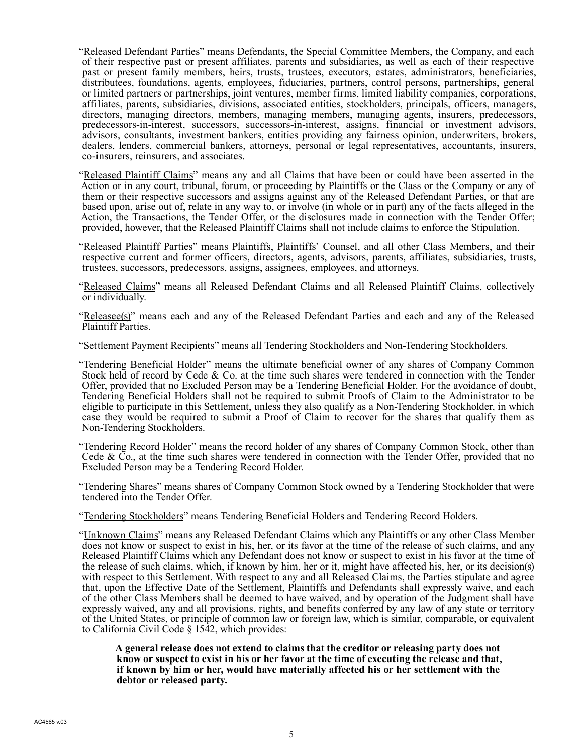"Released Defendant Parties" means Defendants, the Special Committee Members, the Company, and each of their respective past or present affiliates, parents and subsidiaries, as well as each of their respective past or present family members, heirs, trusts, trustees, executors, estates, administrators, beneficiaries, distributees, foundations, agents, employees, fiduciaries, partners, control persons, partnerships, general or limited partners or partnerships, joint ventures, member firms, limited liability companies, corporations, affiliates, parents, subsidiaries, divisions, associated entities, stockholders, principals, officers, managers, directors, managing directors, members, managing members, managing agents, insurers, predecessors, predecessors-in-interest, successors, successors-in-interest, assigns, financial or investment advisors, advisors, consultants, investment bankers, entities providing any fairness opinion, underwriters, brokers, dealers, lenders, commercial bankers, attorneys, personal or legal representatives, accountants, insurers, co-insurers, reinsurers, and associates.

"Released Plaintiff Claims" means any and all Claims that have been or could have been asserted in the Action or in any court, tribunal, forum, or proceeding by Plaintiffs or the Class or the Company or any of them or their respective successors and assigns against any of the Released Defendant Parties, or that are based upon, arise out of, relate in any way to, or involve (in whole or in part) any of the facts alleged in the Action, the Transactions, the Tender Offer, or the disclosures made in connection with the Tender Offer; provided, however, that the Released Plaintiff Claims shall not include claims to enforce the Stipulation.

"Released Plaintiff Parties" means Plaintiffs, Plaintiffs' Counsel, and all other Class Members, and their respective current and former officers, directors, agents, advisors, parents, affiliates, subsidiaries, trusts, trustees, successors, predecessors, assigns, assignees, employees, and attorneys.

"Released Claims" means all Released Defendant Claims and all Released Plaintiff Claims, collectively or individually.

"Releasee(s)" means each and any of the Released Defendant Parties and each and any of the Released Plaintiff Parties.

"Settlement Payment Recipients" means all Tendering Stockholders and Non-Tendering Stockholders.

"Tendering Beneficial Holder" means the ultimate beneficial owner of any shares of Company Common Stock held of record by Cede & Co. at the time such shares were tendered in connection with the Tender Offer, provided that no Excluded Person may be a Tendering Beneficial Holder. For the avoidance of doubt, Tendering Beneficial Holders shall not be required to submit Proofs of Claim to the Administrator to be eligible to participate in this Settlement, unless they also qualify as a Non-Tendering Stockholder, in which case they would be required to submit a Proof of Claim to recover for the shares that qualify them as Non-Tendering Stockholders.

"Tendering Record Holder" means the record holder of any shares of Company Common Stock, other than Cede & Co., at the time such shares were tendered in connection with the Tender Offer, provided that no Excluded Person may be a Tendering Record Holder.

"Tendering Shares" means shares of Company Common Stock owned by a Tendering Stockholder that were tendered into the Tender Offer.

"Tendering Stockholders" means Tendering Beneficial Holders and Tendering Record Holders.

"Unknown Claims" means any Released Defendant Claims which any Plaintiffs or any other Class Member does not know or suspect to exist in his, her, or its favor at the time of the release of such claims, and any Released Plaintiff Claims which any Defendant does not know or suspect to exist in his favor at the time of the release of such claims, which, if known by him, her or it, might have affected his, her, or its decision(s) with respect to this Settlement. With respect to any and all Released Claims, the Parties stipulate and agree that, upon the Effective Date of the Settlement, Plaintiffs and Defendants shall expressly waive, and each of the other Class Members shall be deemed to have waived, and by operation of the Judgment shall have expressly waived, any and all provisions, rights, and benefits conferred by any law of any state or territory of the United States, or principle of common law or foreign law, which is similar, comparable, or equivalent to California Civil Code § 1542, which provides:

> **A general release does not extend to claims that the creditor or releasing party does not know or suspect to exist in his or her favor at the time of executing the release and that, if known by him or her, would have materially affected his or her settlement with the debtor or released party.**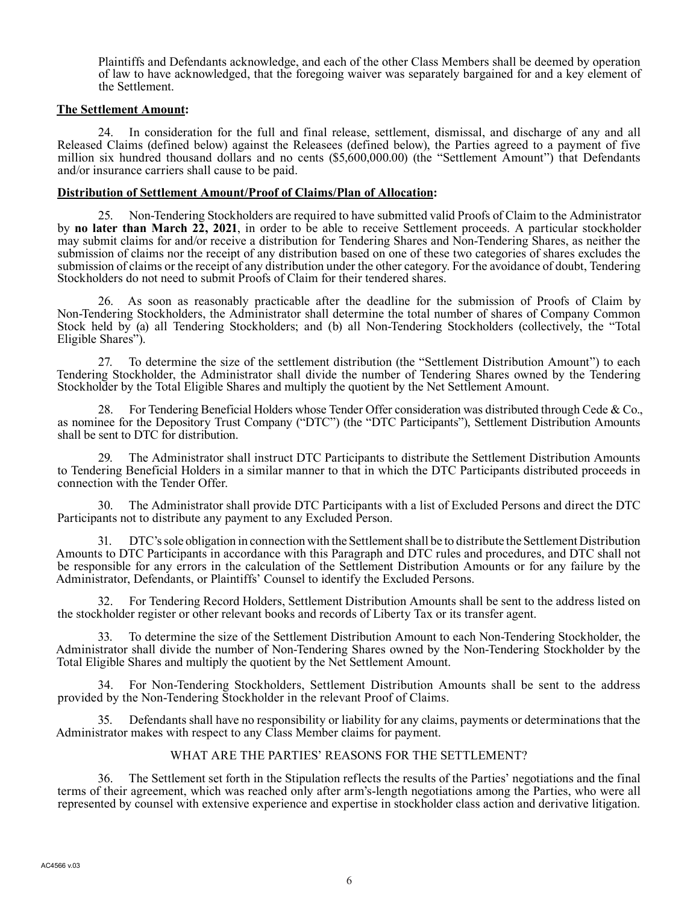Plaintiffs and Defendants acknowledge, and each of the other Class Members shall be deemed by operation of law to have acknowledged, that the foregoing waiver was separately bargained for and a key element of the Settlement.

**The Settlement Amount:**

24. In consideration for the full and final release, settlement, dismissal, and discharge of any and all Released Claims (defined below) against the Releasees (defined below), the Parties agreed to a payment of five million six hundred thousand dollars and no cents ($5,600,000.00) (the "Settlement Amount") that Defendants and/or insurance carriers shall cause to be paid.

**Distribution of Settlement Amount/Proof of Claims/Plan of Allocation:**

25. Non-Tendering Stockholders are required to have submitted valid Proofs of Claim to the Administrator by **no later than March 22, 2021**, in order to be able to receive Settlement proceeds. A particular stockholder may submit claims for and/or receive a distribution for Tendering Shares and Non-Tendering Shares, as neither the submission of claims nor the receipt of any distribution based on one of these two categories of shares excludes the submission of claims or the receipt of any distribution under the other category. For the avoidance of doubt, Tendering Stockholders do not need to submit Proofs of Claim for their tendered shares.

26. As soon as reasonably practicable after the deadline for the submission of Proofs of Claim by Non-Tendering Stockholders, the Administrator shall determine the total number of shares of Company Common Stock held by (a) all Tendering Stockholders; and (b) all Non-Tendering Stockholders (collectively, the "Total Eligible Shares").

27. To determine the size of the settlement distribution (the "Settlement Distribution Amount") to each Tendering Stockholder, the Administrator shall divide the number of Tendering Shares owned by the Tendering Stockholder by the Total Eligible Shares and multiply the quotient by the Net Settlement Amount.

28. For Tendering Beneficial Holders whose Tender Offer consideration was distributed through Cede & Co., as nominee for the Depository Trust Company ("DTC") (the "DTC Participants"), Settlement Distribution Amounts shall be sent to DTC for distribution.

29. The Administrator shall instruct DTC Participants to distribute the Settlement Distribution Amounts to Tendering Beneficial Holders in a similar manner to that in which the DTC Participants distributed proceeds in connection with the Tender Offer.

30. The Administrator shall provide DTC Participants with a list of Excluded Persons and direct the DTC Participants not to distribute any payment to any Excluded Person.

31. DTC's sole obligation in connection with the Settlement shall be to distribute the Settlement Distribution Amounts to DTC Participants in accordance with this Paragraph and DTC rules and procedures, and DTC shall not be responsible for any errors in the calculation of the Settlement Distribution Amounts or for any failure by the Administrator, Defendants, or Plaintiffs' Counsel to identify the Excluded Persons.

32. For Tendering Record Holders, Settlement Distribution Amounts shall be sent to the address listed on the stockholder register or other relevant books and records of Liberty Tax or its transfer agent.

33. To determine the size of the Settlement Distribution Amount to each Non-Tendering Stockholder, the Administrator shall divide the number of Non-Tendering Shares owned by the Non-Tendering Stockholder by the Total Eligible Shares and multiply the quotient by the Net Settlement Amount.

34. For Non-Tendering Stockholders, Settlement Distribution Amounts shall be sent to the address provided by the Non-Tendering Stockholder in the relevant Proof of Claims.

35. Defendants shall have no responsibility or liability for any claims, payments or determinations that the Administrator makes with respect to any Class Member claims for payment.

## WHAT ARE THE PARTIES' REASONS FOR THE SETTLEMENT?

36. The Settlement set forth in the Stipulation reflects the results of the Parties' negotiations and the final terms of their agreement, which was reached only after arm's-length negotiations among the Parties, who were all represented by counsel with extensive experience and expertise in stockholder class action and derivative litigation.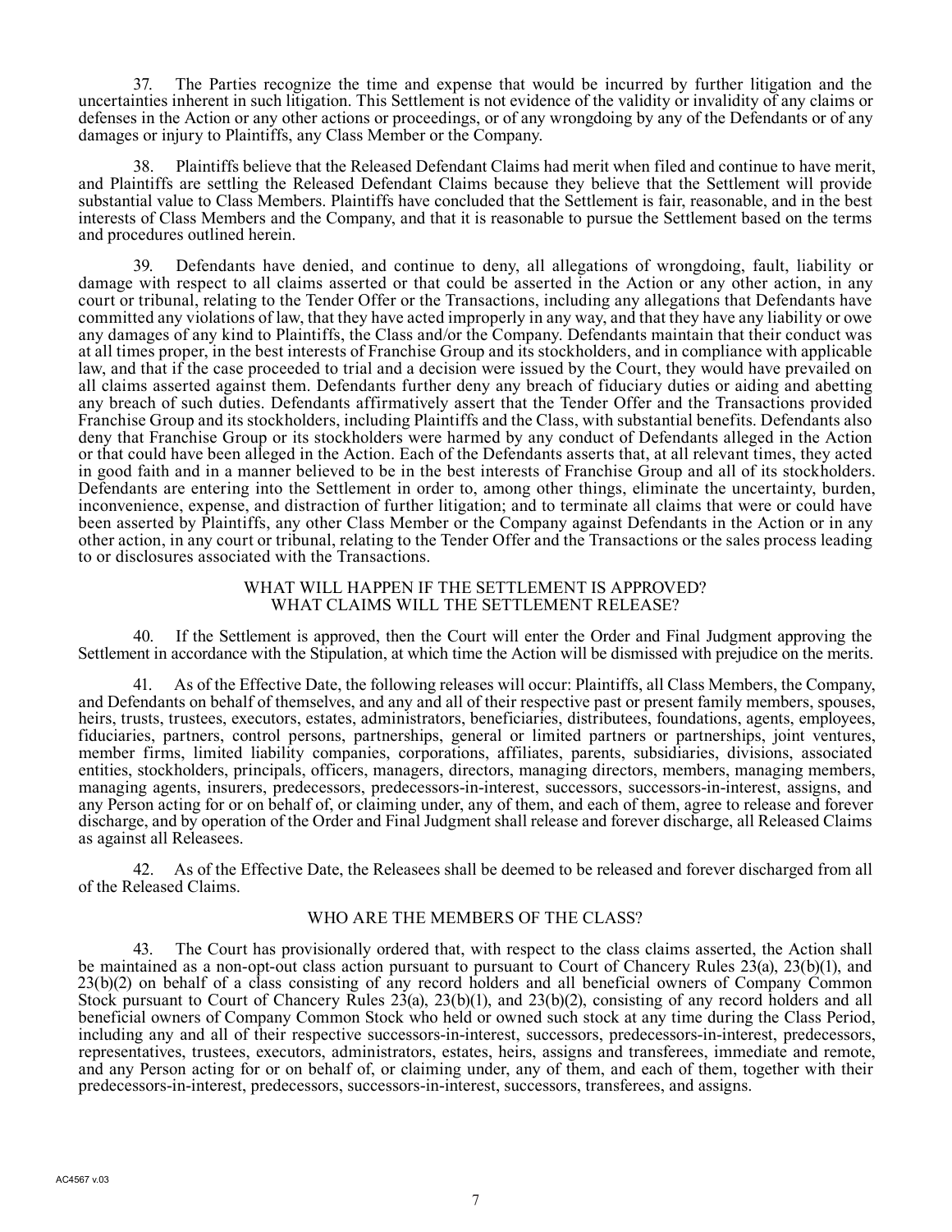37. The Parties recognize the time and expense that would be incurred by further litigation and the uncertainties inherent in such litigation. This Settlement is not evidence of the validity or invalidity of any claims or defenses in the Action or any other actions or proceedings, or of any wrongdoing by any of the Defendants or of any damages or injury to Plaintiffs, any Class Member or the Company.

38. Plaintiffs believe that the Released Defendant Claims had merit when filed and continue to have merit, and Plaintiffs are settling the Released Defendant Claims because they believe that the Settlement will provide substantial value to Class Members. Plaintiffs have concluded that the Settlement is fair, reasonable, and in the best interests of Class Members and the Company, and that it is reasonable to pursue the Settlement based on the terms and procedures outlined herein.

39. Defendants have denied, and continue to deny, all allegations of wrongdoing, fault, liability or damage with respect to all claims asserted or that could be asserted in the Action or any other action, in any court or tribunal, relating to the Tender Offer or the Transactions, including any allegations that Defendants have committed any violations of law, that they have acted improperly in any way, and that they have any liability or owe any damages of any kind to Plaintiffs, the Class and/or the Company. Defendants maintain that their conduct was at all times proper, in the best interests of Franchise Group and its stockholders, and in compliance with applicable law, and that if the case proceeded to trial and a decision were issued by the Court, they would have prevailed on all claims asserted against them. Defendants further deny any breach of fiduciary duties or aiding and abetting any breach of such duties. Defendants affirmatively assert that the Tender Offer and the Transactions provided Franchise Group and its stockholders, including Plaintiffs and the Class, with substantial benefits. Defendants also deny that Franchise Group or its stockholders were harmed by any conduct of Defendants alleged in the Action or that could have been alleged in the Action. Each of the Defendants asserts that, at all relevant times, they acted in good faith and in a manner believed to be in the best interests of Franchise Group and all of its stockholders. Defendants are entering into the Settlement in order to, among other things, eliminate the uncertainty, burden, inconvenience, expense, and distraction of further litigation; and to terminate all claims that were or could have been asserted by Plaintiffs, any other Class Member or the Company against Defendants in the Action or in any other action, in any court or tribunal, relating to the Tender Offer and the Transactions or the sales process leading to or disclosures associated with the Transactions.

## WHAT WILL HAPPEN IF THE SETTLEMENT IS APPROVED? WHAT CLAIMS WILL THE SETTLEMENT RELEASE?

40. If the Settlement is approved, then the Court will enter the Order and Final Judgment approving the Settlement in accordance with the Stipulation, at which time the Action will be dismissed with prejudice on the merits.

41. As of the Effective Date, the following releases will occur: Plaintiffs, all Class Members, the Company, and Defendants on behalf of themselves, and any and all of their respective past or present family members, spouses, heirs, trusts, trustees, executors, estates, administrators, beneficiaries, distributees, foundations, agents, employees, fiduciaries, partners, control persons, partnerships, general or limited partners or partnerships, joint ventures, member firms, limited liability companies, corporations, affiliates, parents, subsidiaries, divisions, associated entities, stockholders, principals, officers, managers, directors, managing directors, members, managing members, managing agents, insurers, predecessors, predecessors-in-interest, successors, successors-in-interest, assigns, and any Person acting for or on behalf of, or claiming under, any of them, and each of them, agree to release and forever discharge, and by operation of the Order and Final Judgment shall release and forever discharge, all Released Claims as against all Releasees.

42. As of the Effective Date, the Releasees shall be deemed to be released and forever discharged from all of the Released Claims.

## WHO ARE THE MEMBERS OF THE CLASS?

43. The Court has provisionally ordered that, with respect to the class claims asserted, the Action shall be maintained as a non-opt-out class action pursuant to pursuant to Court of Chancery Rules 23(a), 23(b)(1), and 23(b)(2) on behalf of a class consisting of any record holders and all beneficial owners of Company Common Stock pursuant to Court of Chancery Rules 23(a), 23(b)(1), and 23(b)(2), consisting of any record holders and all beneficial owners of Company Common Stock who held or owned such stock at any time during the Class Period, including any and all of their respective successors-in-interest, successors, predecessors-in-interest, predecessors, representatives, trustees, executors, administrators, estates, heirs, assigns and transferees, immediate and remote, and any Person acting for or on behalf of, or claiming under, any of them, and each of them, together with their predecessors-in-interest, predecessors, successors-in-interest, successors, transferees, and assigns.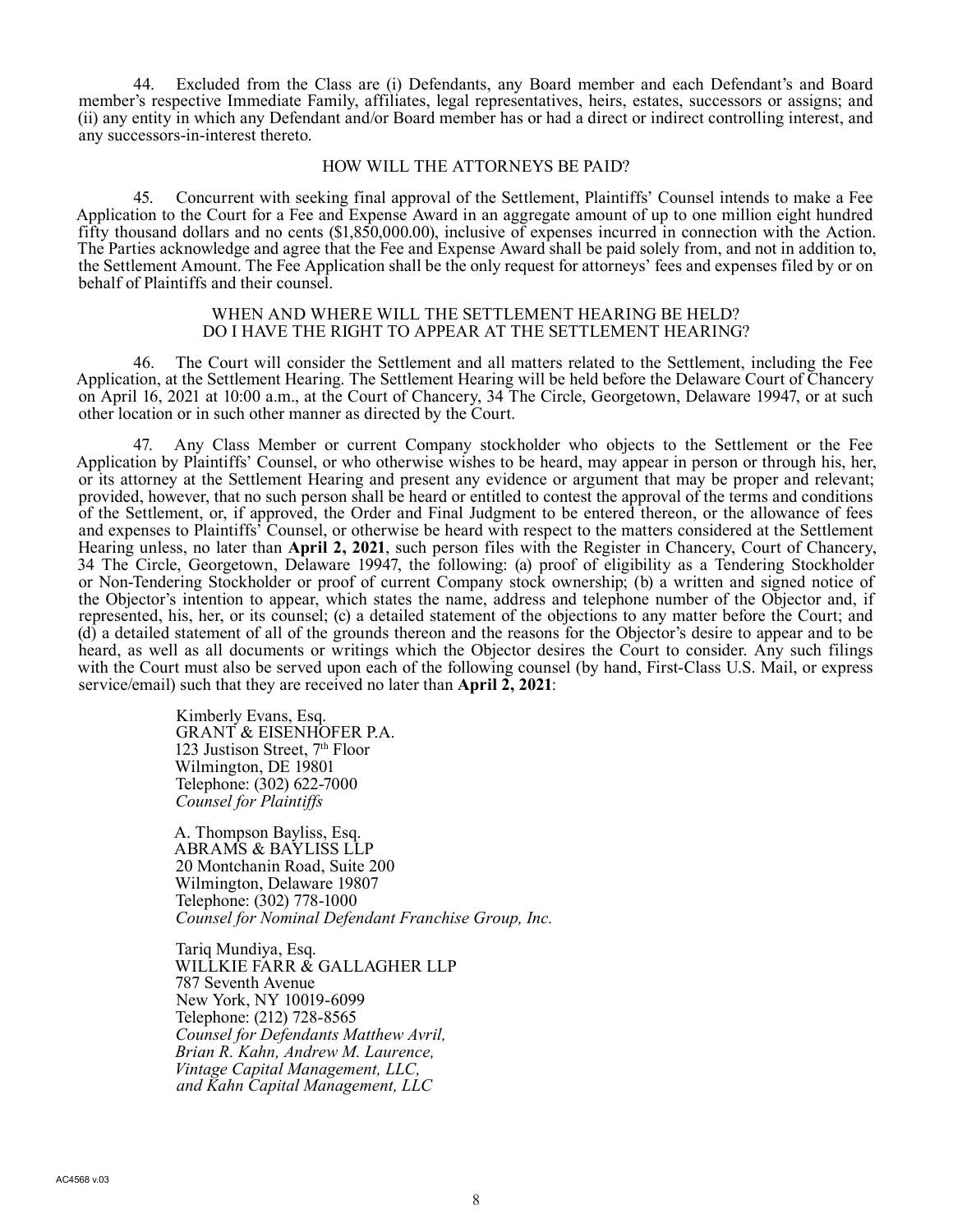44. Excluded from the Class are (i) Defendants, any Board member and each Defendant's and Board member's respective Immediate Family, affiliates, legal representatives, heirs, estates, successors or assigns; and (ii) any entity in which any Defendant and/or Board member has or had a direct or indirect controlling interest, and any successors-in-interest thereto.

## HOW WILL THE ATTORNEYS BE PAID?

45. Concurrent with seeking final approval of the Settlement, Plaintiffs' Counsel intends to make a Fee Application to the Court for a Fee and Expense Award in an aggregate amount of up to one million eight hundred fifty thousand dollars and no cents ($1,850,000.00), inclusive of expenses incurred in connection with the Action. The Parties acknowledge and agree that the Fee and Expense Award shall be paid solely from, and not in addition to, the Settlement Amount. The Fee Application shall be the only request for attorneys' fees and expenses filed by or on behalf of Plaintiffs and their counsel.

## WHEN AND WHERE WILL THE SETTLEMENT HEARING BE HELD? DO I HAVE THE RIGHT TO APPEAR AT THE SETTLEMENT HEARING?

46. The Court will consider the Settlement and all matters related to the Settlement, including the Fee Application, at the Settlement Hearing. The Settlement Hearing will be held before the Delaware Court of Chancery on April 16, 2021 at 10:00 a.m., at the Court of Chancery, 34 The Circle, Georgetown, Delaware 19947, or at such other location or in such other manner as directed by the Court.

47. Any Class Member or current Company stockholder who objects to the Settlement or the Fee Application by Plaintiffs' Counsel, or who otherwise wishes to be heard, may appear in person or through his, her, or its attorney at the Settlement Hearing and present any evidence or argument that may be proper and relevant; provided, however, that no such person shall be heard or entitled to contest the approval of the terms and conditions of the Settlement, or, if approved, the Order and Final Judgment to be entered thereon, or the allowance of fees and expenses to Plaintiffs' Counsel, or otherwise be heard with respect to the matters considered at the Settlement Hearing unless, no later than **April 2, 2021**, such person files with the Register in Chancery, Court of Chancery, 34 The Circle, Georgetown, Delaware 19947, the following: (a) proof of eligibility as a Tendering Stockholder or Non-Tendering Stockholder or proof of current Company stock ownership; (b) a written and signed notice of the Objector's intention to appear, which states the name, address and telephone number of the Objector and, if represented, his, her, or its counsel; (c) a detailed statement of the objections to any matter before the Court; and (d) a detailed statement of all of the grounds thereon and the reasons for the Objector's desire to appear and to be heard, as well as all documents or writings which the Objector desires the Court to consider. Any such filings with the Court must also be served upon each of the following counsel (by hand, First-Class U.S. Mail, or express service/email) such that they are received no later than **April 2, 2021**:

Kimberly Evans, Esq.
GRANT & EISENHOFER P.A.
123 Justison Street, 7th Floor
Wilmington, DE 19801
Telephone: (302) 622-7000
*Counsel for Plaintiffs*

A. Thompson Bayliss, Esq.
ABRAMS & BAYLISS LLP
20 Montchanin Road, Suite 200
Wilmington, Delaware 19807
Telephone: (302) 778-1000
*Counsel for Nominal Defendant Franchise Group, Inc.*

Tariq Mundiya, Esq.
WILLKIE FARR & GALLAGHER LLP
787 Seventh Avenue
New York, NY 10019-6099
Telephone: (212) 728-8565
*Counsel for Defendants Matthew Avril, Brian R. Kahn, Andrew M. Laurence, Vintage Capital Management, LLC, and Kahn Capital Management, LLC*

AC4568 v.03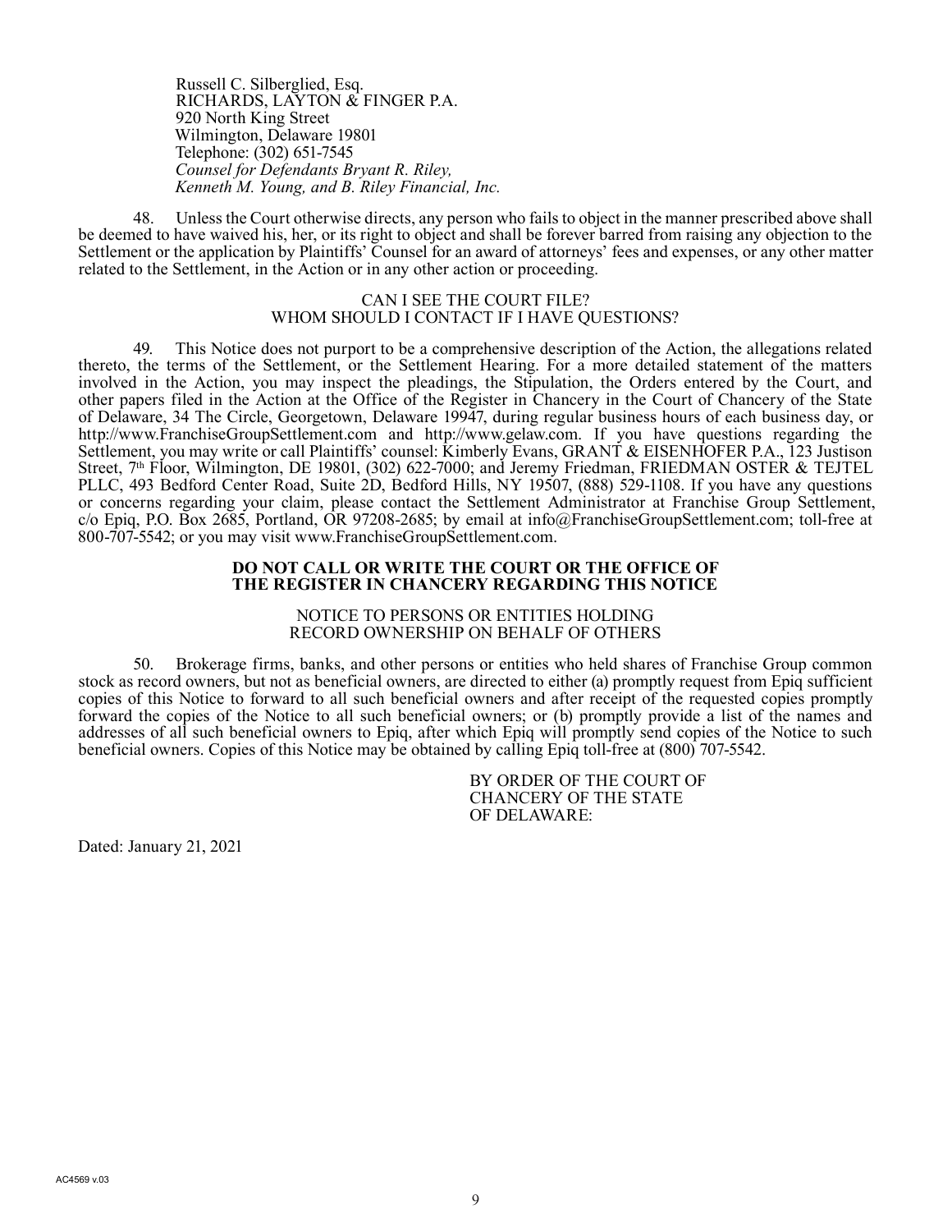Russell C. Silberglied, Esq.
RICHARDS, LAYTON & FINGER P.A.
920 North King Street
Wilmington, Delaware 19801
Telephone: (302) 651-7545
*Counsel for Defendants Bryant R. Riley, Kenneth M. Young, and B. Riley Financial, Inc.*

48. Unless the Court otherwise directs, any person who fails to object in the manner prescribed above shall be deemed to have waived his, her, or its right to object and shall be forever barred from raising any objection to the Settlement or the application by Plaintiffs' Counsel for an award of attorneys' fees and expenses, or any other matter related to the Settlement, in the Action or in any other action or proceeding.

## CAN I SEE THE COURT FILE? WHOM SHOULD I CONTACT IF I HAVE QUESTIONS?

49. This Notice does not purport to be a comprehensive description of the Action, the allegations related thereto, the terms of the Settlement, or the Settlement Hearing. For a more detailed statement of the matters involved in the Action, you may inspect the pleadings, the Stipulation, the Orders entered by the Court, and other papers filed in the Action at the Office of the Register in Chancery in the Court of Chancery of the State of Delaware, 34 The Circle, Georgetown, Delaware 19947, during regular business hours of each business day, or http://www.FranchiseGroupSettlement.com and http://www.gelaw.com. If you have questions regarding the Settlement, you may write or call Plaintiffs' counsel: Kimberly Evans, GRANT & EISENHOFER P.A., 123 Justison Street, 7th Floor, Wilmington, DE 19801, (302) 622-7000; and Jeremy Friedman, FRIEDMAN OSTER & TEJTEL PLLC, 493 Bedford Center Road, Suite 2D, Bedford Hills, NY 19507, (888) 529-1108. If you have any questions or concerns regarding your claim, please contact the Settlement Administrator at Franchise Group Settlement, c/o Epiq, P.O. Box 2685, Portland, OR 97208-2685; by email at info@FranchiseGroupSettlement.com; toll-free at 800-707-5542; or you may visit www.FranchiseGroupSettlement.com.

**DO NOT CALL OR WRITE THE COURT OR THE OFFICE OF THE REGISTER IN CHANCERY REGARDING THIS NOTICE**

## NOTICE TO PERSONS OR ENTITIES HOLDING RECORD OWNERSHIP ON BEHALF OF OTHERS

50. Brokerage firms, banks, and other persons or entities who held shares of Franchise Group common stock as record owners, but not as beneficial owners, are directed to either (a) promptly request from Epiq sufficient copies of this Notice to forward to all such beneficial owners and after receipt of the requested copies promptly forward the copies of the Notice to all such beneficial owners; or (b) promptly provide a list of the names and addresses of all such beneficial owners to Epiq, after which Epiq will promptly send copies of the Notice to such beneficial owners. Copies of this Notice may be obtained by calling Epiq toll-free at (800) 707-5542.

BY ORDER OF THE COURT OF CHANCERY OF THE STATE OF DELAWARE:

Dated: January 21, 2021

AC4569 v.03